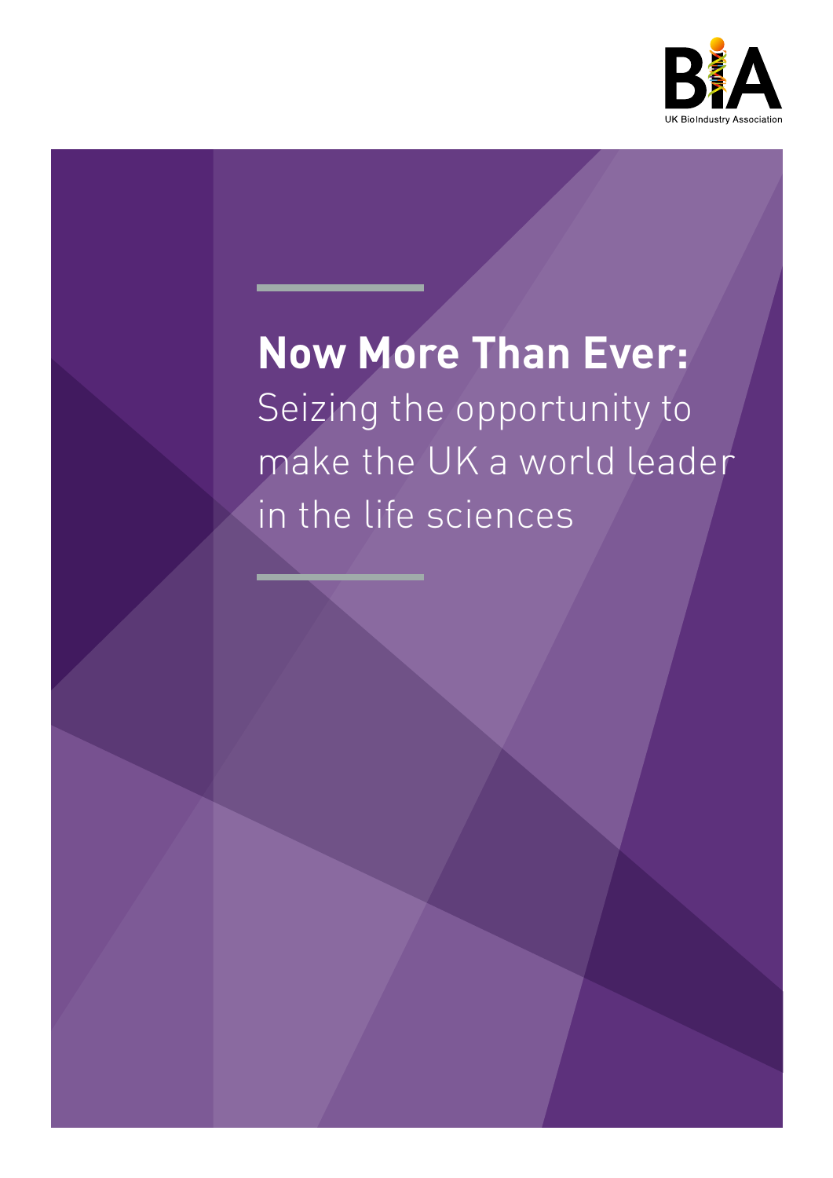BIA

UK BioIndustry Association

# Now More Than Ever:

## Seizing the opportunity to make the UK a world leader in the life sciences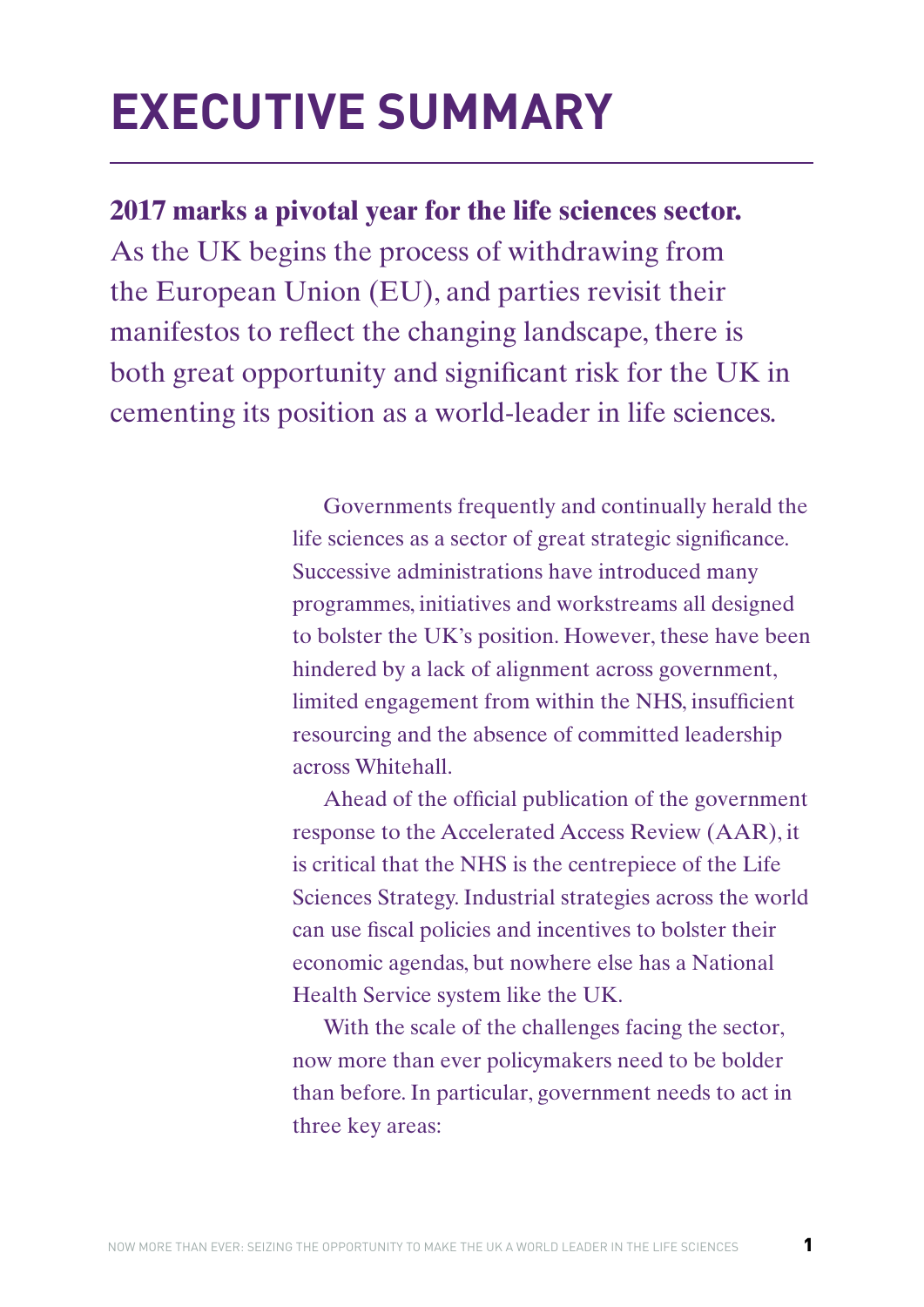# EXECUTIVE SUMMARY

**2017 marks a pivotal year for the life sciences sector.** As the UK begins the process of withdrawing from the European Union (EU), and parties revisit their manifestos to reflect the changing landscape, there is both great opportunity and significant risk for the UK in cementing its position as a world-leader in life sciences.

Governments frequently and continually herald the life sciences as a sector of great strategic significance. Successive administrations have introduced many programmes, initiatives and workstreams all designed to bolster the UK's position. However, these have been hindered by a lack of alignment across government, limited engagement from within the NHS, insufficient resourcing and the absence of committed leadership across Whitehall.

Ahead of the official publication of the government response to the Accelerated Access Review (AAR), it is critical that the NHS is the centrepiece of the Life Sciences Strategy. Industrial strategies across the world can use fiscal policies and incentives to bolster their economic agendas, but nowhere else has a National Health Service system like the UK.

With the scale of the challenges facing the sector, now more than ever policymakers need to be bolder than before. In particular, government needs to act in three key areas: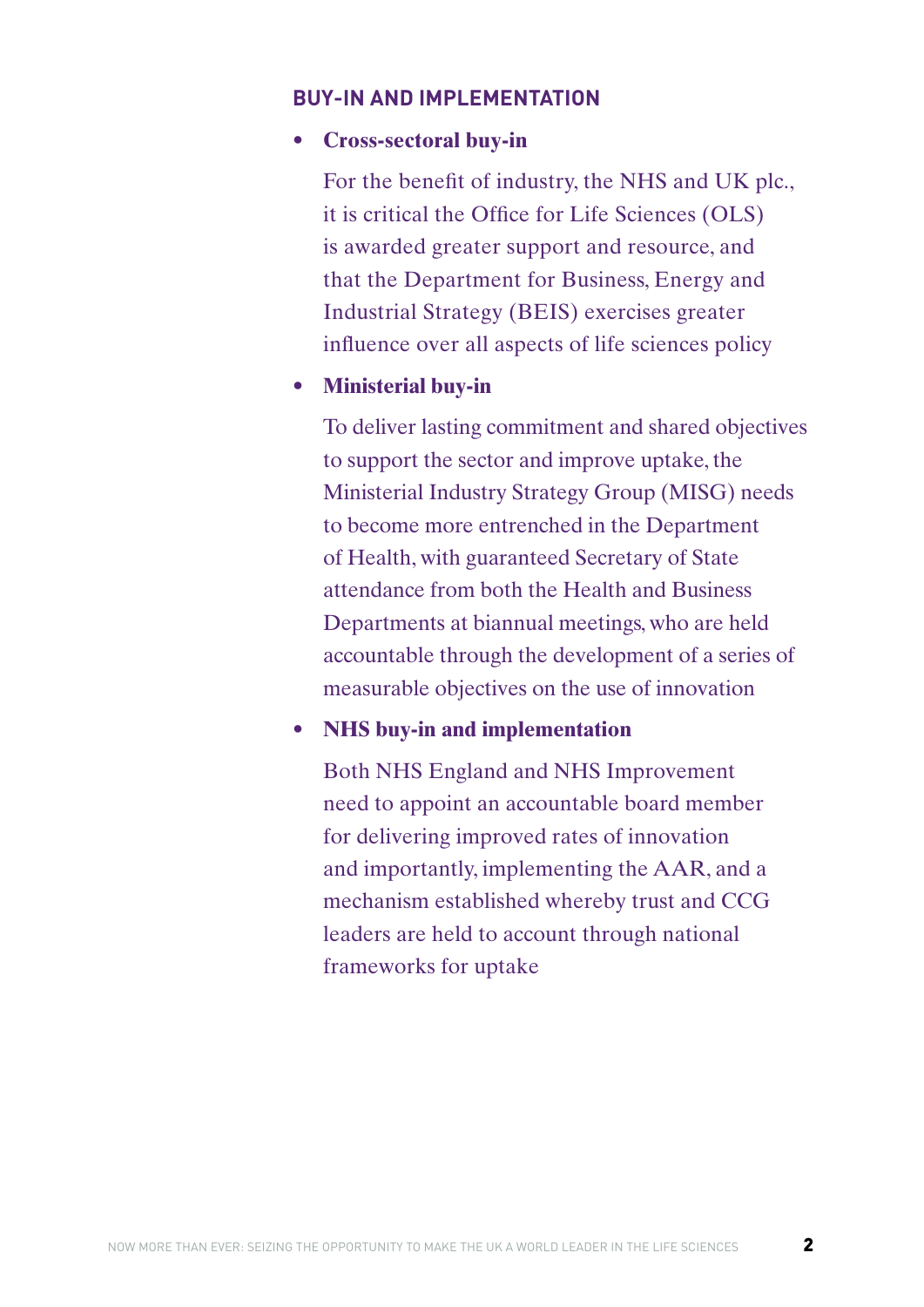## BUY-IN AND IMPLEMENTATION

- **Cross-sectoral buy-in**

  For the benefit of industry, the NHS and UK plc., it is critical the Office for Life Sciences (OLS) is awarded greater support and resource, and that the Department for Business, Energy and Industrial Strategy (BEIS) exercises greater influence over all aspects of life sciences policy

- **Ministerial buy-in**

  To deliver lasting commitment and shared objectives to support the sector and improve uptake, the Ministerial Industry Strategy Group (MISG) needs to become more entrenched in the Department of Health, with guaranteed Secretary of State attendance from both the Health and Business Departments at biannual meetings, who are held accountable through the development of a series of measurable objectives on the use of innovation

- **NHS buy-in and implementation**

  Both NHS England and NHS Improvement need to appoint an accountable board member for delivering improved rates of innovation and importantly, implementing the AAR, and a mechanism established whereby trust and CCG leaders are held to account through national frameworks for uptake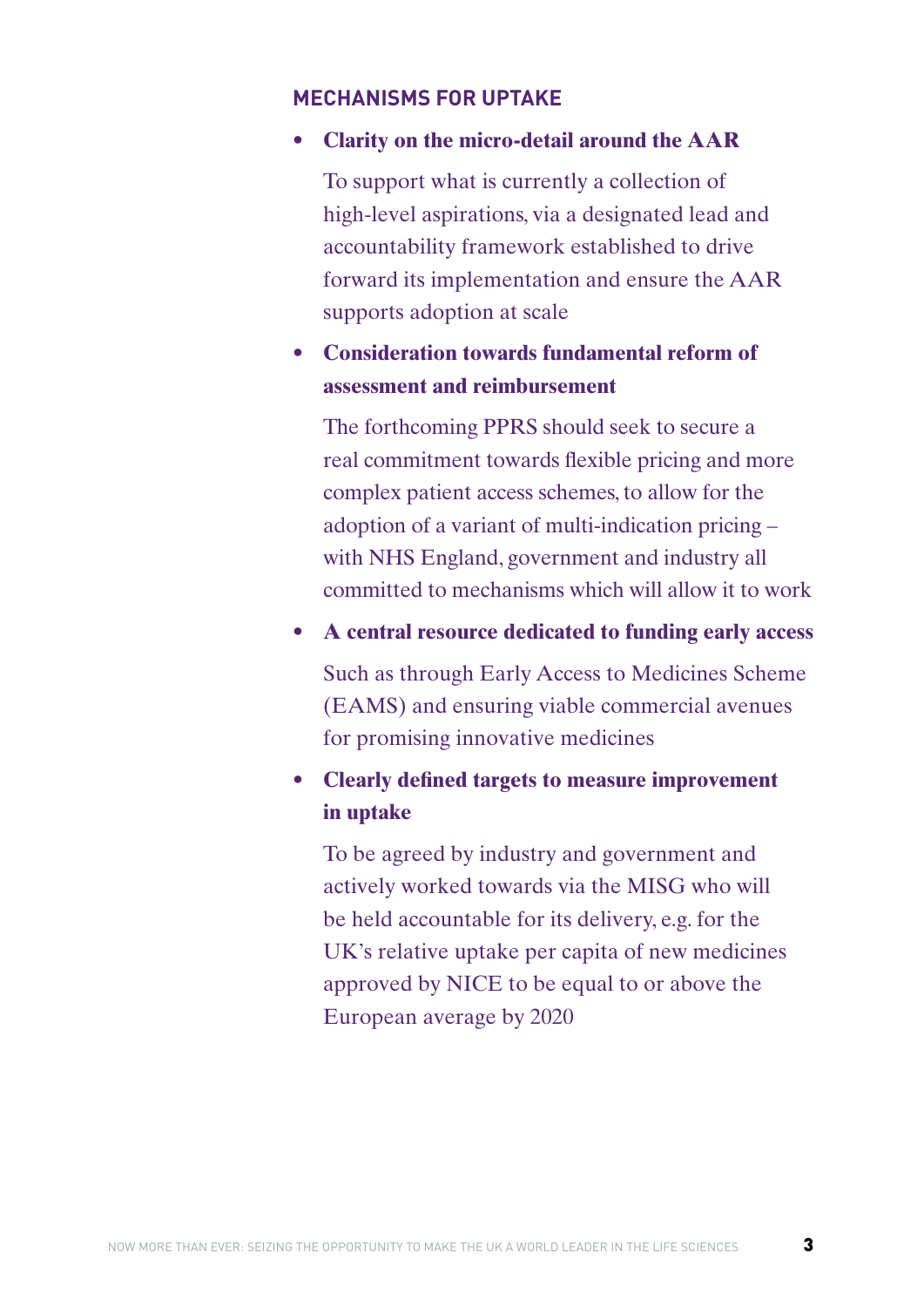## MECHANISMS FOR UPTAKE

- **Clarity on the micro-detail around the AAR**

  To support what is currently a collection of high-level aspirations, via a designated lead and accountability framework established to drive forward its implementation and ensure the AAR supports adoption at scale

- **Consideration towards fundamental reform of assessment and reimbursement**

  The forthcoming PPRS should seek to secure a real commitment towards flexible pricing and more complex patient access schemes, to allow for the adoption of a variant of multi-indication pricing – with NHS England, government and industry all committed to mechanisms which will allow it to work

- **A central resource dedicated to funding early access**

  Such as through Early Access to Medicines Scheme (EAMS) and ensuring viable commercial avenues for promising innovative medicines

- **Clearly defined targets to measure improvement in uptake**

  To be agreed by industry and government and actively worked towards via the MISG who will be held accountable for its delivery, e.g. for the UK's relative uptake per capita of new medicines approved by NICE to be equal to or above the European average by 2020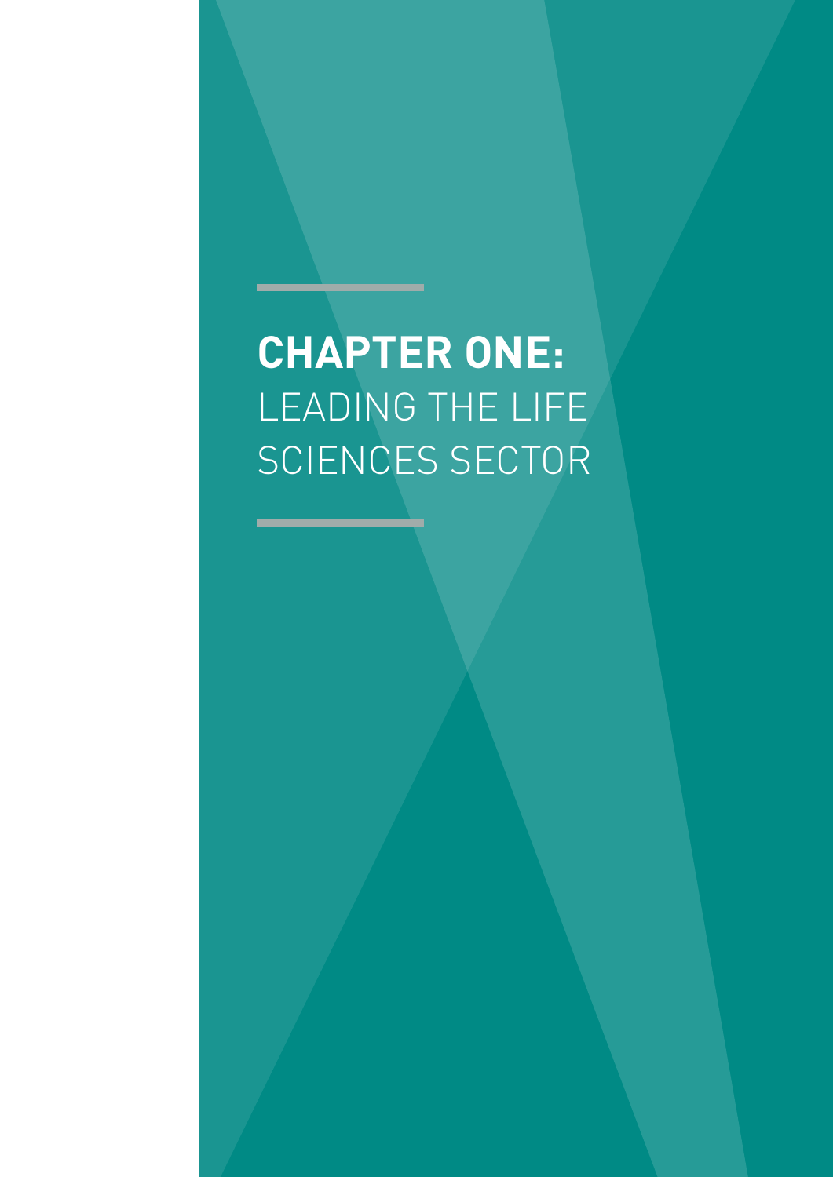# **CHAPTER ONE:** LEADING THE LIFE SCIENCES SECTOR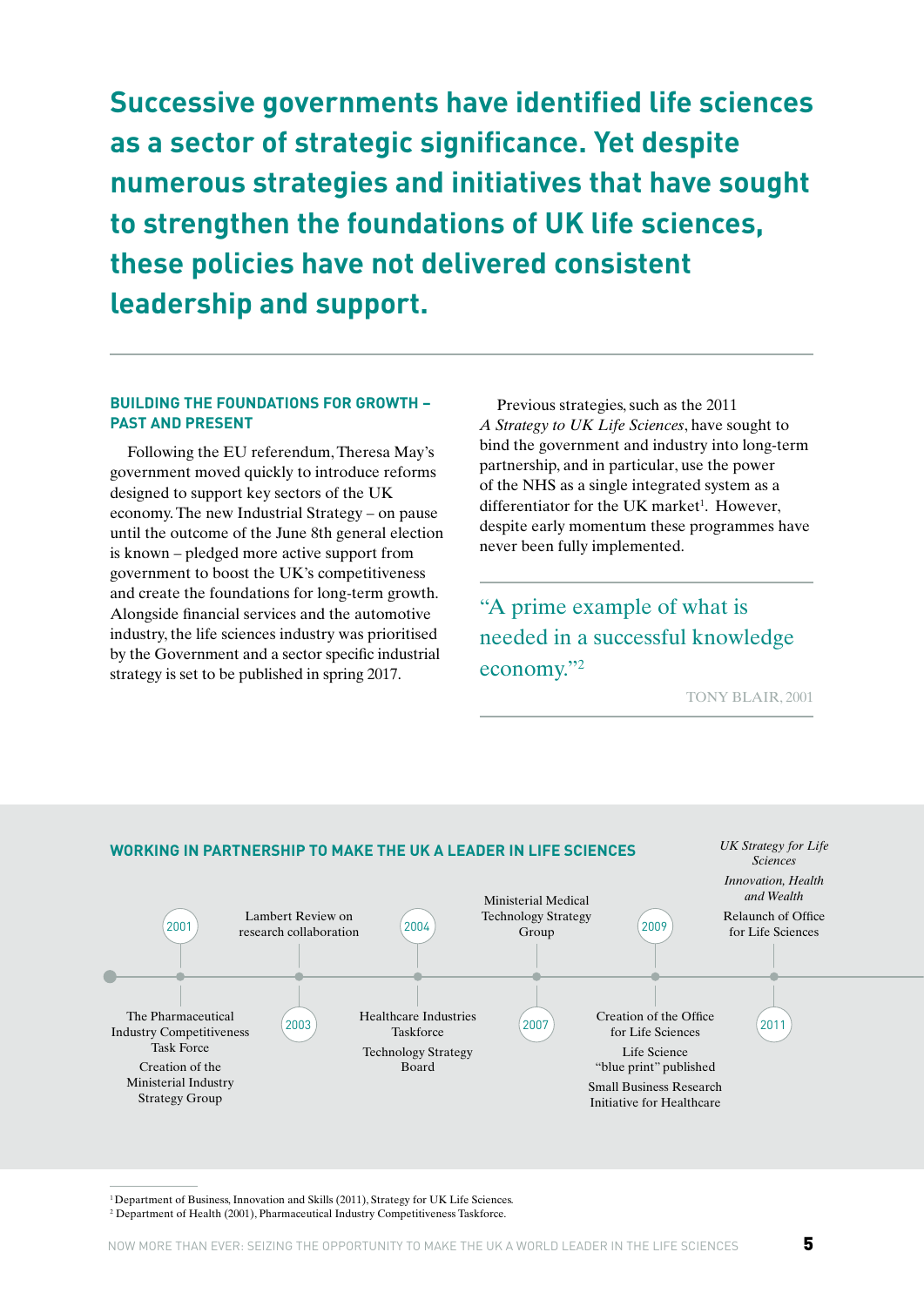## Successive governments have identified life sciences as a sector of strategic significance. Yet despite numerous strategies and initiatives that have sought to strengthen the foundations of UK life sciences, these policies have not delivered consistent leadership and support.

### BUILDING THE FOUNDATIONS FOR GROWTH – PAST AND PRESENT

Following the EU referendum, Theresa May's government moved quickly to introduce reforms designed to support key sectors of the UK economy. The new Industrial Strategy – on pause until the outcome of the June 8th general election is known – pledged more active support from government to boost the UK's competitiveness and create the foundations for long-term growth. Alongside financial services and the automotive industry, the life sciences industry was prioritised by the Government and a sector specific industrial strategy is set to be published in spring 2017.

Previous strategies, such as the 2011 *A Strategy to UK Life Sciences*, have sought to bind the government and industry into long-term partnership, and in particular, use the power of the NHS as a single integrated system as a differentiator for the UK market[1]. However, despite early momentum these programmes have never been fully implemented.

> "A prime example of what is needed in a successful knowledge economy."[2]
>
> TONY BLAIR, 2001

### WORKING IN PARTNERSHIP TO MAKE THE UK A LEADER IN LIFE SCIENCES

- **2001**
  - The Pharmaceutical Industry Competitiveness Task Force
  - Creation of the Ministerial Industry Strategy Group
- **2003**
  - Lambert Review on research collaboration
- **2004**
  - Healthcare Industries Taskforce
  - Technology Strategy Board
- **2007**
  - Ministerial Medical Technology Strategy Group
- **2009**
  - Creation of the Office for Life Sciences
  - Life Science "blue print" published
  - Small Business Research Initiative for Healthcare
- **2011**
  - *UK Strategy for Life Sciences*
  - *Innovation, Health and Wealth*
  - Relaunch of Office for Life Sciences

---

[1] Department of Business, Innovation and Skills (2011), Strategy for UK Life Sciences.

[2] Department of Health (2001), Pharmaceutical Industry Competitiveness Taskforce.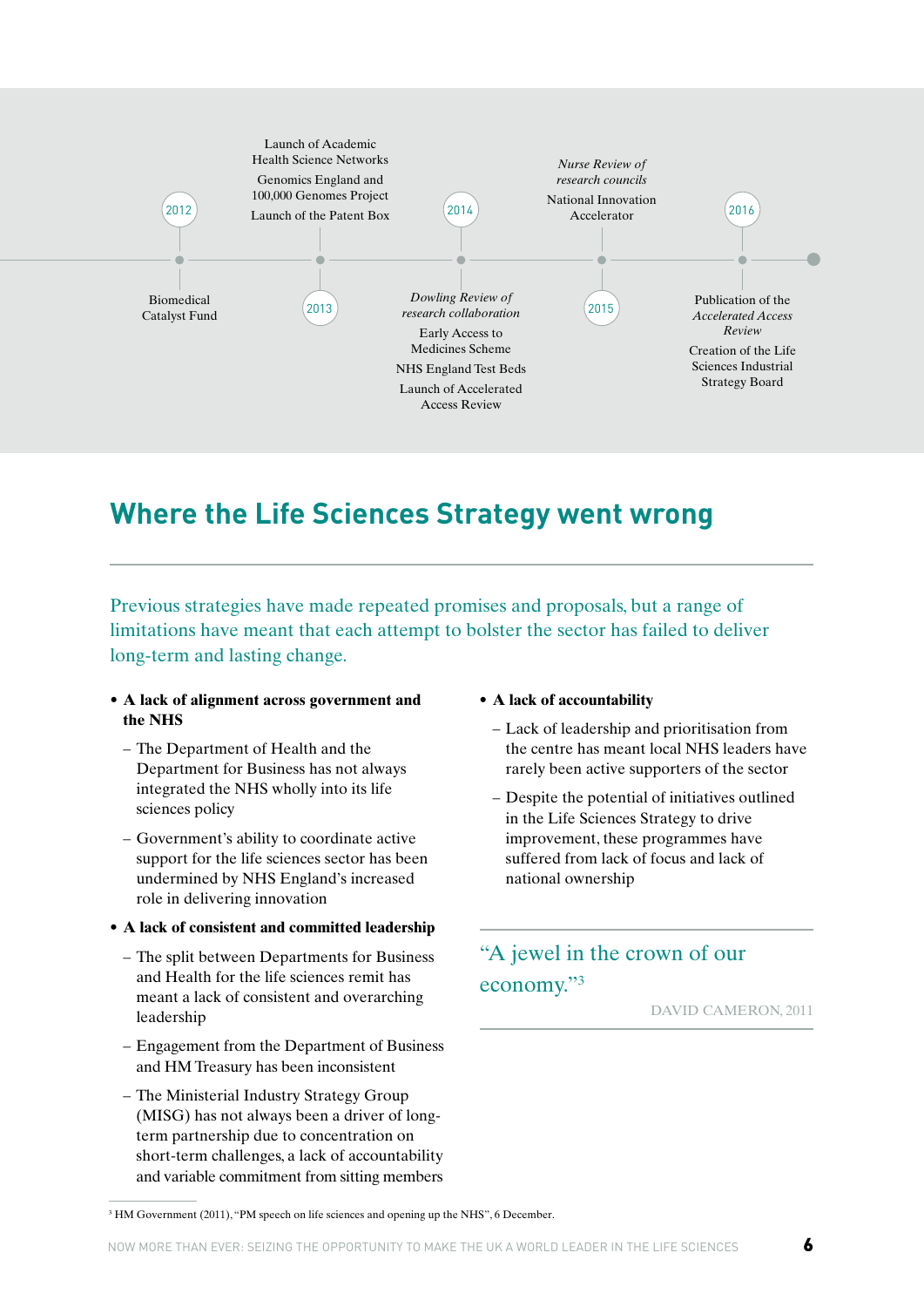**2012**

Biomedical Catalyst Fund

**2013**

Launch of Academic Health Science Networks

Genomics England and 100,000 Genomes Project

Launch of the Patent Box

**2014**

*Dowling Review of research collaboration*

Early Access to Medicines Scheme

NHS England Test Beds

Launch of Accelerated Access Review

**2015**

*Nurse Review of research councils*

National Innovation Accelerator

**2016**

Publication of the *Accelerated Access Review*

Creation of the Life Sciences Industrial Strategy Board

## Where the Life Sciences Strategy went wrong

Previous strategies have made repeated promises and proposals, but a range of limitations have meant that each attempt to bolster the sector has failed to deliver long-term and lasting change.

- **A lack of alignment across government and the NHS**
  - The Department of Health and the Department for Business has not always integrated the NHS wholly into its life sciences policy
  - Government's ability to coordinate active support for the life sciences sector has been undermined by NHS England's increased role in delivering innovation
- **A lack of consistent and committed leadership**
  - The split between Departments for Business and Health for the life sciences remit has meant a lack of consistent and overarching leadership
  - Engagement from the Department of Business and HM Treasury has been inconsistent
  - The Ministerial Industry Strategy Group (MISG) has not always been a driver of long-term partnership due to concentration on short-term challenges, a lack of accountability and variable commitment from sitting members
- **A lack of accountability**
  - Lack of leadership and prioritisation from the centre has meant local NHS leaders have rarely been active supporters of the sector
  - Despite the potential of initiatives outlined in the Life Sciences Strategy to drive improvement, these programmes have suffered from lack of focus and lack of national ownership

> "A jewel in the crown of our economy."[3]
>
> DAVID CAMERON, 2011

[3] HM Government (2011), "PM speech on life sciences and opening up the NHS", 6 December.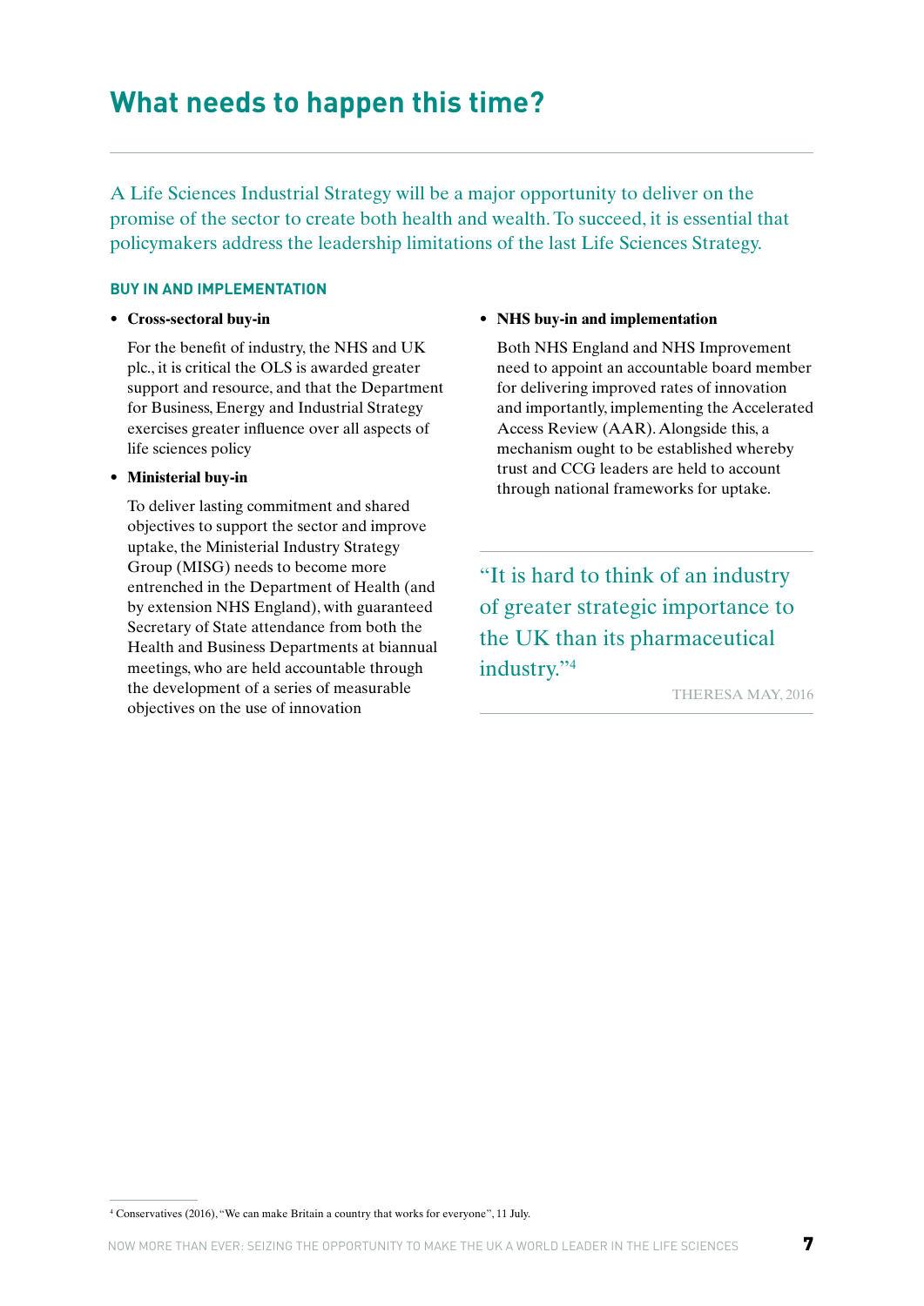# What needs to happen this time?

A Life Sciences Industrial Strategy will be a major opportunity to deliver on the promise of the sector to create both health and wealth. To succeed, it is essential that policymakers address the leadership limitations of the last Life Sciences Strategy.

### BUY IN AND IMPLEMENTATION

- **Cross-sectoral buy-in**

  For the benefit of industry, the NHS and UK plc., it is critical the OLS is awarded greater support and resource, and that the Department for Business, Energy and Industrial Strategy exercises greater influence over all aspects of life sciences policy

- **Ministerial buy-in**

  To deliver lasting commitment and shared objectives to support the sector and improve uptake, the Ministerial Industry Strategy Group (MISG) needs to become more entrenched in the Department of Health (and by extension NHS England), with guaranteed Secretary of State attendance from both the Health and Business Departments at biannual meetings, who are held accountable through the development of a series of measurable objectives on the use of innovation

- **NHS buy-in and implementation**

  Both NHS England and NHS Improvement need to appoint an accountable board member for delivering improved rates of innovation and importantly, implementing the Accelerated Access Review (AAR). Alongside this, a mechanism ought to be established whereby trust and CCG leaders are held to account through national frameworks for uptake.

> "It is hard to think of an industry of greater strategic importance to the UK than its pharmaceutical industry."[4]
>
> THERESA MAY, 2016

[4] Conservatives (2016), "We can make Britain a country that works for everyone", 11 July.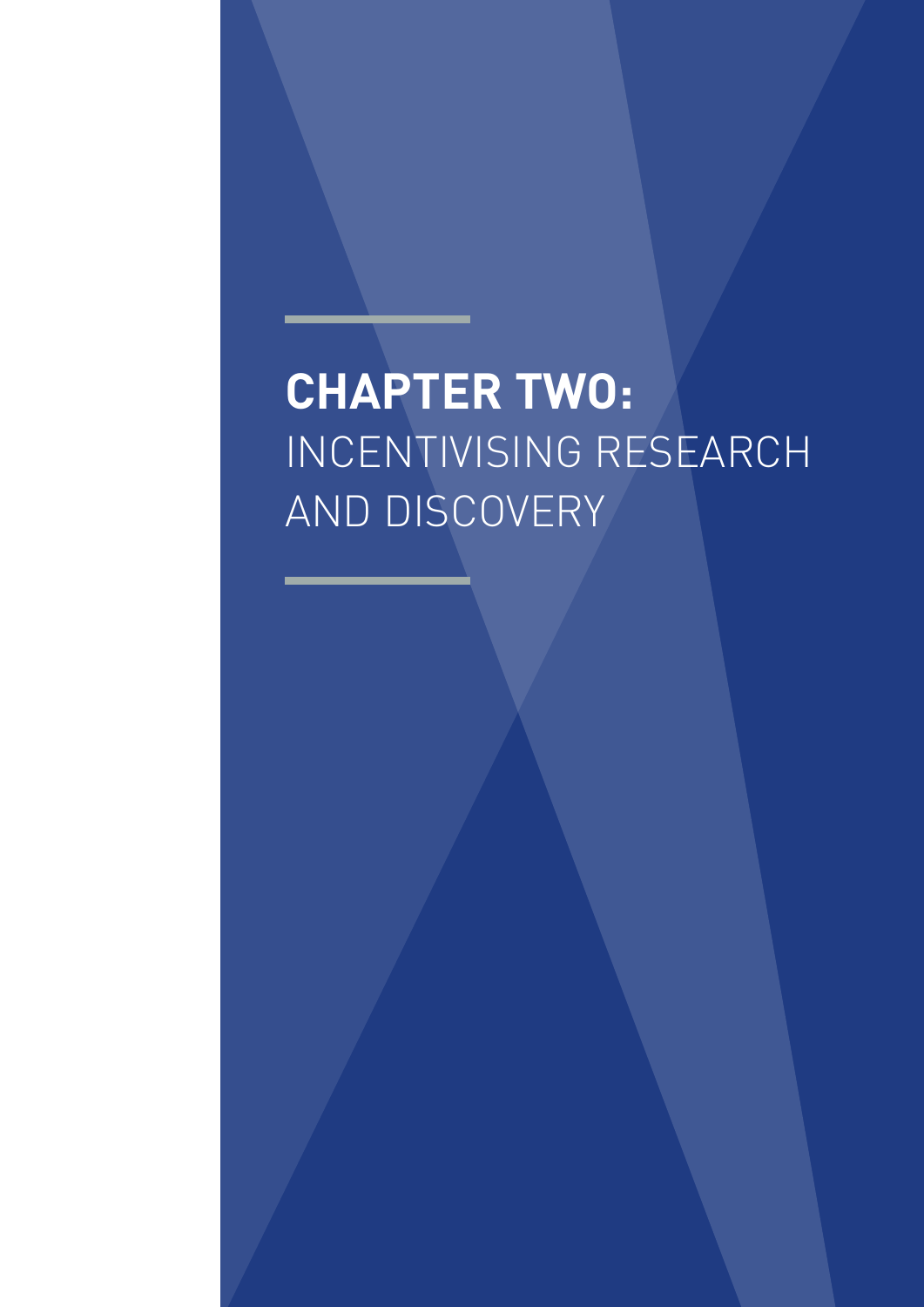# **CHAPTER TWO:** INCENTIVISING RESEARCH AND DISCOVERY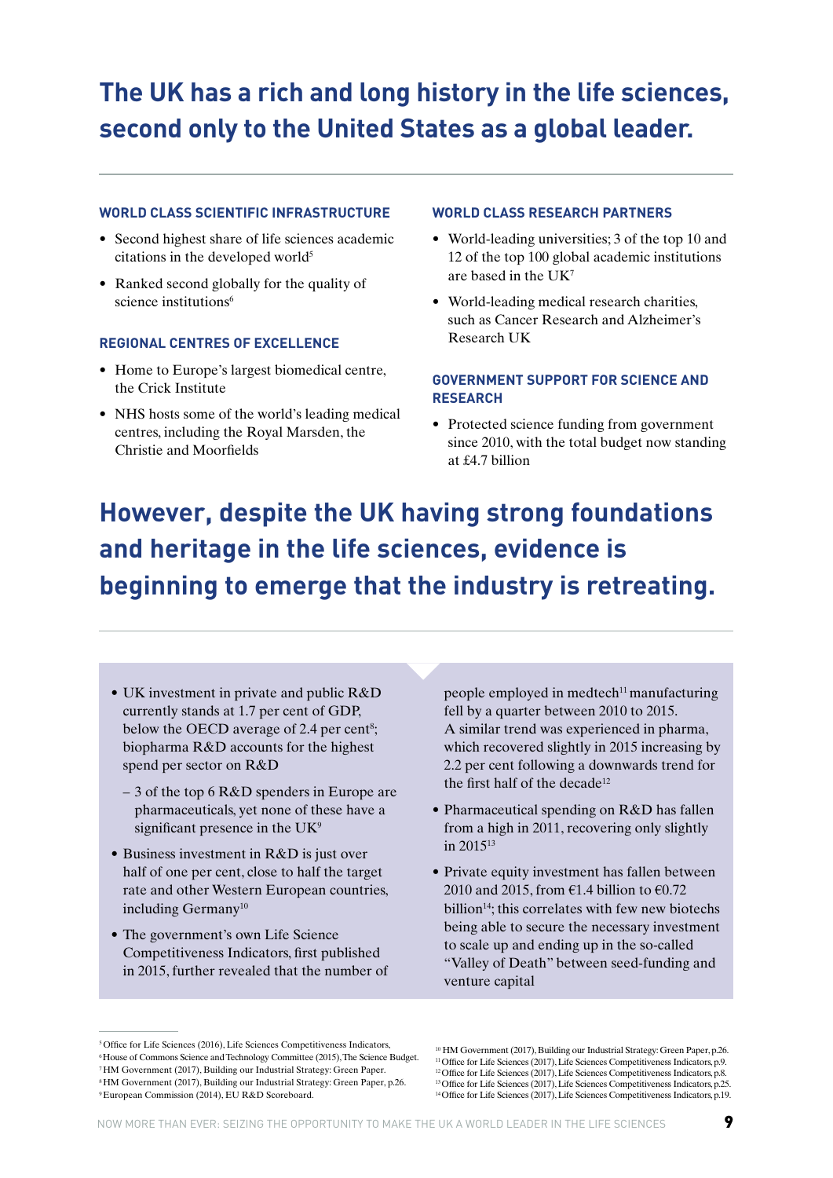# The UK has a rich and long history in the life sciences, second only to the United States as a global leader.

### WORLD CLASS SCIENTIFIC INFRASTRUCTURE

- Second highest share of life sciences academic citations in the developed world[5]
- Ranked second globally for the quality of science institutions[6]

### REGIONAL CENTRES OF EXCELLENCE

- Home to Europe's largest biomedical centre, the Crick Institute
- NHS hosts some of the world's leading medical centres, including the Royal Marsden, the Christie and Moorfields

### WORLD CLASS RESEARCH PARTNERS

- World-leading universities; 3 of the top 10 and 12 of the top 100 global academic institutions are based in the UK[7]
- World-leading medical research charities, such as Cancer Research and Alzheimer's Research UK

### GOVERNMENT SUPPORT FOR SCIENCE AND RESEARCH

- Protected science funding from government since 2010, with the total budget now standing at £4.7 billion

# However, despite the UK having strong foundations and heritage in the life sciences, evidence is beginning to emerge that the industry is retreating.

- UK investment in private and public R&D currently stands at 1.7 per cent of GDP, below the OECD average of 2.4 per cent[8]; biopharma R&D accounts for the highest spend per sector on R&D
  - 3 of the top 6 R&D spenders in Europe are pharmaceuticals, yet none of these have a significant presence in the UK[9]
- Business investment in R&D is just over half of one per cent, close to half the target rate and other Western European countries, including Germany[10]
- The government's own Life Science Competitiveness Indicators, first published in 2015, further revealed that the number of people employed in medtech[11] manufacturing fell by a quarter between 2010 to 2015. A similar trend was experienced in pharma, which recovered slightly in 2015 increasing by 2.2 per cent following a downwards trend for the first half of the decade[12]
- Pharmaceutical spending on R&D has fallen from a high in 2011, recovering only slightly in 2015[13]
- Private equity investment has fallen between 2010 and 2015, from €1.4 billion to €0.72 billion[14]; this correlates with few new biotechs being able to secure the necessary investment to scale up and ending up in the so-called "Valley of Death" between seed-funding and venture capital

---

[5] Office for Life Sciences (2016), Life Sciences Competitiveness Indicators.
[6] House of Commons Science and Technology Committee (2015), The Science Budget.
[7] HM Government (2017), Building our Industrial Strategy: Green Paper.
[8] HM Government (2017), Building our Industrial Strategy: Green Paper, p.26.
[9] European Commission (2014), EU R&D Scoreboard.
[10] HM Government (2017), Building our Industrial Strategy: Green Paper, p.26.
[11] Office for Life Sciences (2017), Life Sciences Competitiveness Indicators, p.9.
[12] Office for Life Sciences (2017), Life Sciences Competitiveness Indicators, p.8.
[13] Office for Life Sciences (2017), Life Sciences Competitiveness Indicators, p.25.
[14] Office for Life Sciences (2017), Life Sciences Competitiveness Indicators, p.19.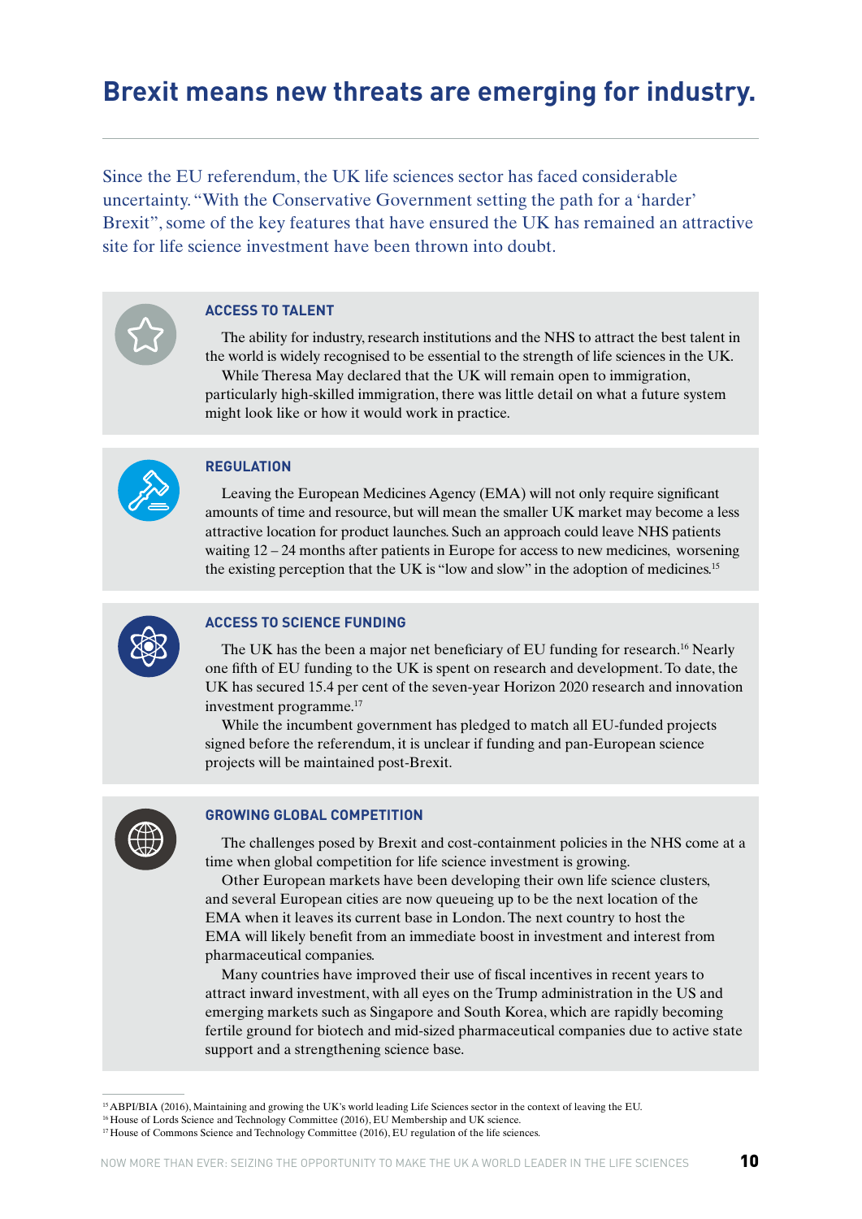# Brexit means new threats are emerging for industry.

Since the EU referendum, the UK life sciences sector has faced considerable uncertainty. "With the Conservative Government setting the path for a 'harder' Brexit", some of the key features that have ensured the UK has remained an attractive site for life science investment have been thrown into doubt.

### ACCESS TO TALENT

The ability for industry, research institutions and the NHS to attract the best talent in the world is widely recognised to be essential to the strength of life sciences in the UK.

While Theresa May declared that the UK will remain open to immigration, particularly high-skilled immigration, there was little detail on what a future system might look like or how it would work in practice.

### REGULATION

Leaving the European Medicines Agency (EMA) will not only require significant amounts of time and resource, but will mean the smaller UK market may become a less attractive location for product launches. Such an approach could leave NHS patients waiting 12 – 24 months after patients in Europe for access to new medicines, worsening the existing perception that the UK is "low and slow" in the adoption of medicines.[15]

### ACCESS TO SCIENCE FUNDING

The UK has the been a major net beneficiary of EU funding for research.[16] Nearly one fifth of EU funding to the UK is spent on research and development. To date, the UK has secured 15.4 per cent of the seven-year Horizon 2020 research and innovation investment programme.[17]

While the incumbent government has pledged to match all EU-funded projects signed before the referendum, it is unclear if funding and pan-European science projects will be maintained post-Brexit.

### GROWING GLOBAL COMPETITION

The challenges posed by Brexit and cost-containment policies in the NHS come at a time when global competition for life science investment is growing.

Other European markets have been developing their own life science clusters, and several European cities are now queueing up to be the next location of the EMA when it leaves its current base in London. The next country to host the EMA will likely benefit from an immediate boost in investment and interest from pharmaceutical companies.

Many countries have improved their use of fiscal incentives in recent years to attract inward investment, with all eyes on the Trump administration in the US and emerging markets such as Singapore and South Korea, which are rapidly becoming fertile ground for biotech and mid-sized pharmaceutical companies due to active state support and a strengthening science base.

---

[15] ABPI/BIA (2016), Maintaining and growing the UK's world leading Life Sciences sector in the context of leaving the EU.

[16] House of Lords Science and Technology Committee (2016), EU Membership and UK science.

[17] House of Commons Science and Technology Committee (2016), EU regulation of the life sciences.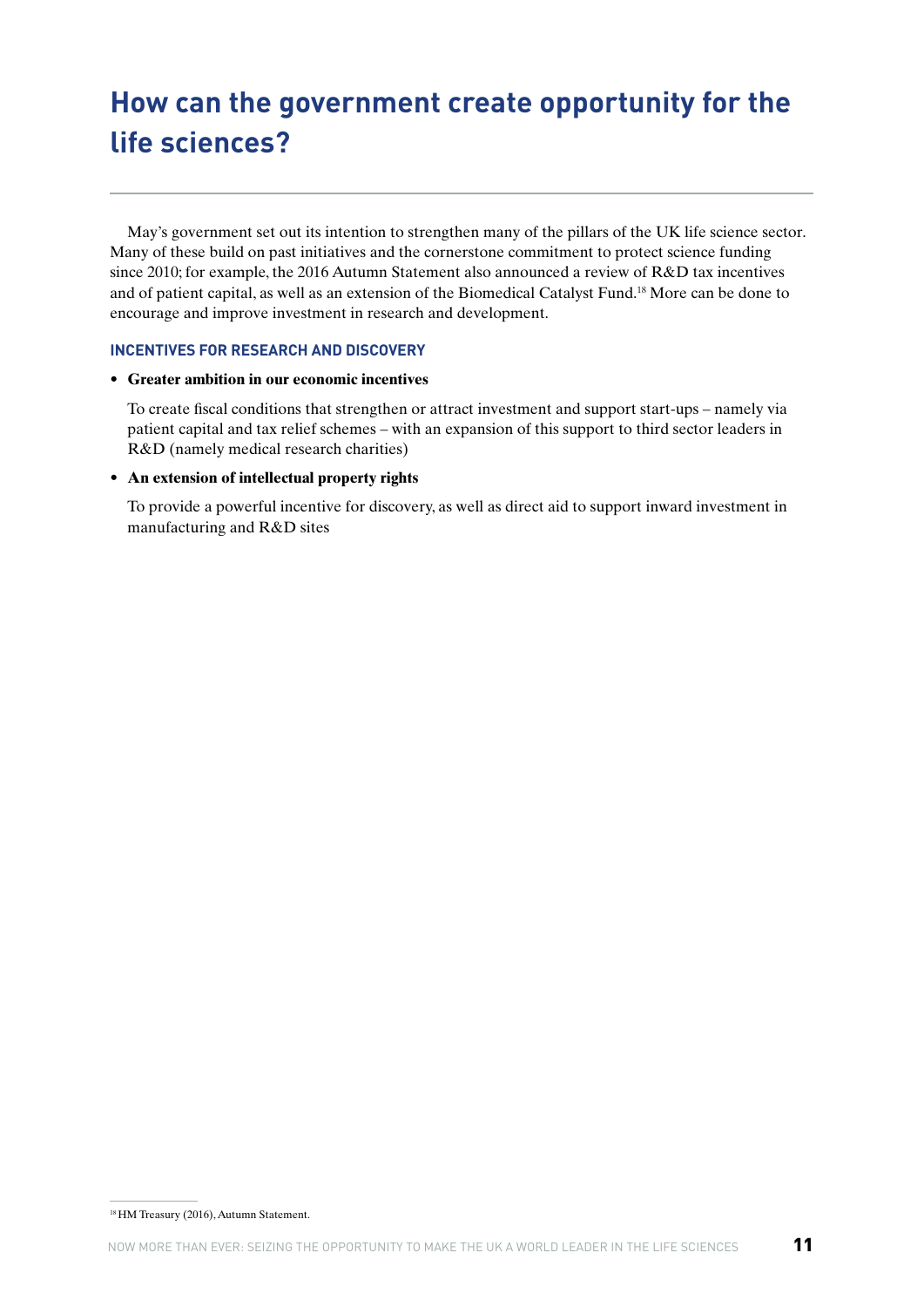# How can the government create opportunity for the life sciences?

May's government set out its intention to strengthen many of the pillars of the UK life science sector. Many of these build on past initiatives and the cornerstone commitment to protect science funding since 2010; for example, the 2016 Autumn Statement also announced a review of R&D tax incentives and of patient capital, as well as an extension of the Biomedical Catalyst Fund.[18] More can be done to encourage and improve investment in research and development.

### INCENTIVES FOR RESEARCH AND DISCOVERY

- **Greater ambition in our economic incentives**

  To create fiscal conditions that strengthen or attract investment and support start-ups – namely via patient capital and tax relief schemes – with an expansion of this support to third sector leaders in R&D (namely medical research charities)

- **An extension of intellectual property rights**

  To provide a powerful incentive for discovery, as well as direct aid to support inward investment in manufacturing and R&D sites

[18] HM Treasury (2016), Autumn Statement.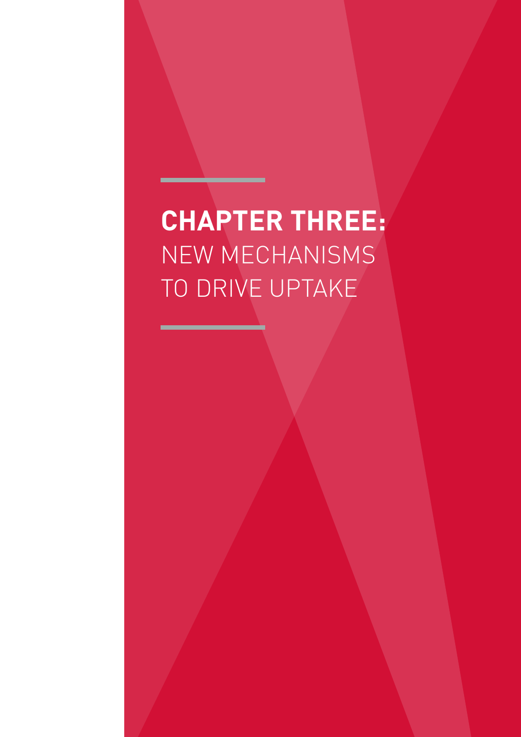# **CHAPTER THREE:** NEW MECHANISMS TO DRIVE UPTAKE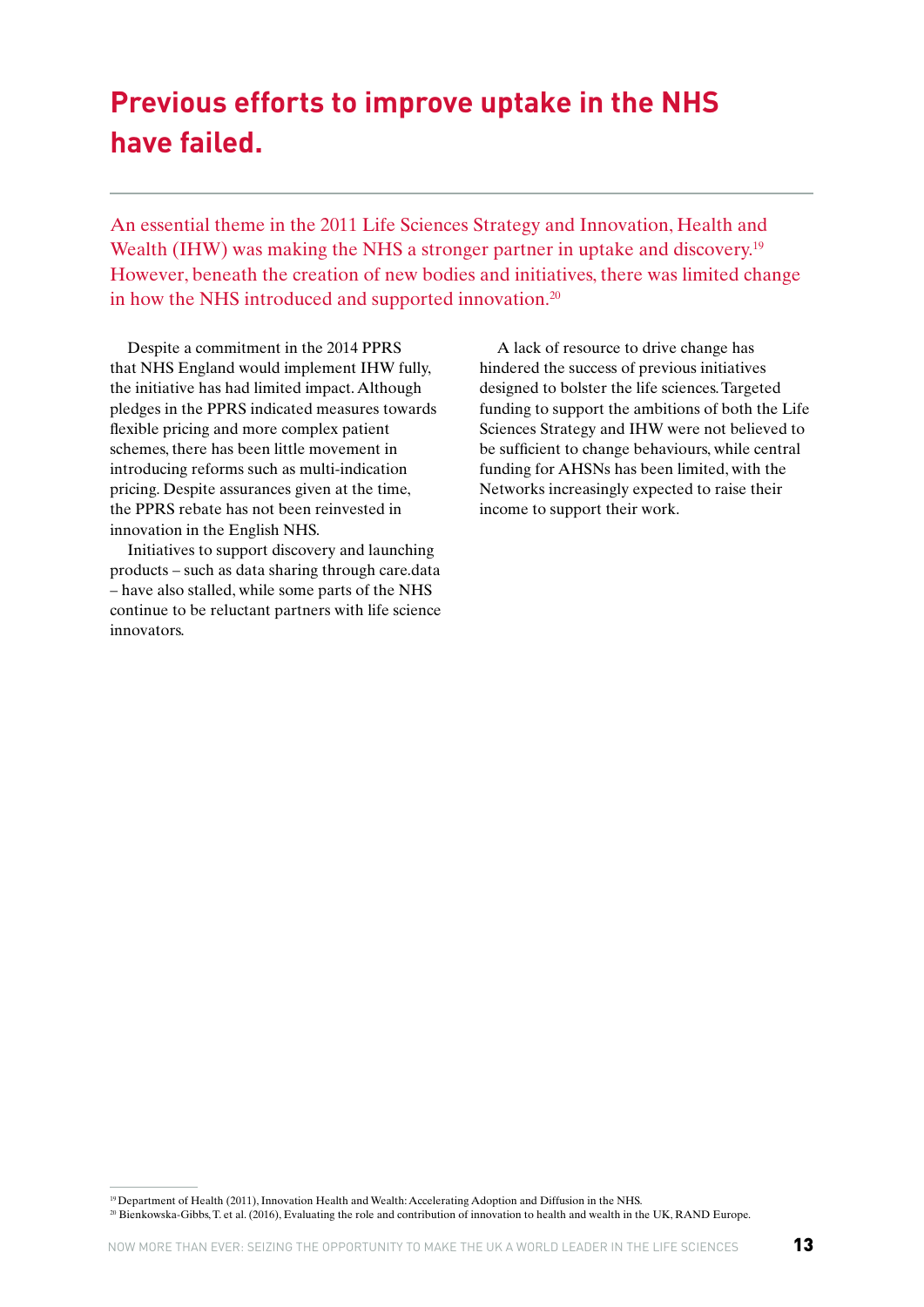# Previous efforts to improve uptake in the NHS have failed.

An essential theme in the 2011 Life Sciences Strategy and Innovation, Health and Wealth (IHW) was making the NHS a stronger partner in uptake and discovery.[19] However, beneath the creation of new bodies and initiatives, there was limited change in how the NHS introduced and supported innovation.[20]

Despite a commitment in the 2014 PPRS that NHS England would implement IHW fully, the initiative has had limited impact. Although pledges in the PPRS indicated measures towards flexible pricing and more complex patient schemes, there has been little movement in introducing reforms such as multi-indication pricing. Despite assurances given at the time, the PPRS rebate has not been reinvested in innovation in the English NHS.

Initiatives to support discovery and launching products – such as data sharing through care.data – have also stalled, while some parts of the NHS continue to be reluctant partners with life science innovators.

A lack of resource to drive change has hindered the success of previous initiatives designed to bolster the life sciences. Targeted funding to support the ambitions of both the Life Sciences Strategy and IHW were not believed to be sufficient to change behaviours, while central funding for AHSNs has been limited, with the Networks increasingly expected to raise their income to support their work.

[19] Department of Health (2011), Innovation Health and Wealth: Accelerating Adoption and Diffusion in the NHS.
[20] Bienkowska-Gibbs, T. et al. (2016), Evaluating the role and contribution of innovation to health and wealth in the UK, RAND Europe.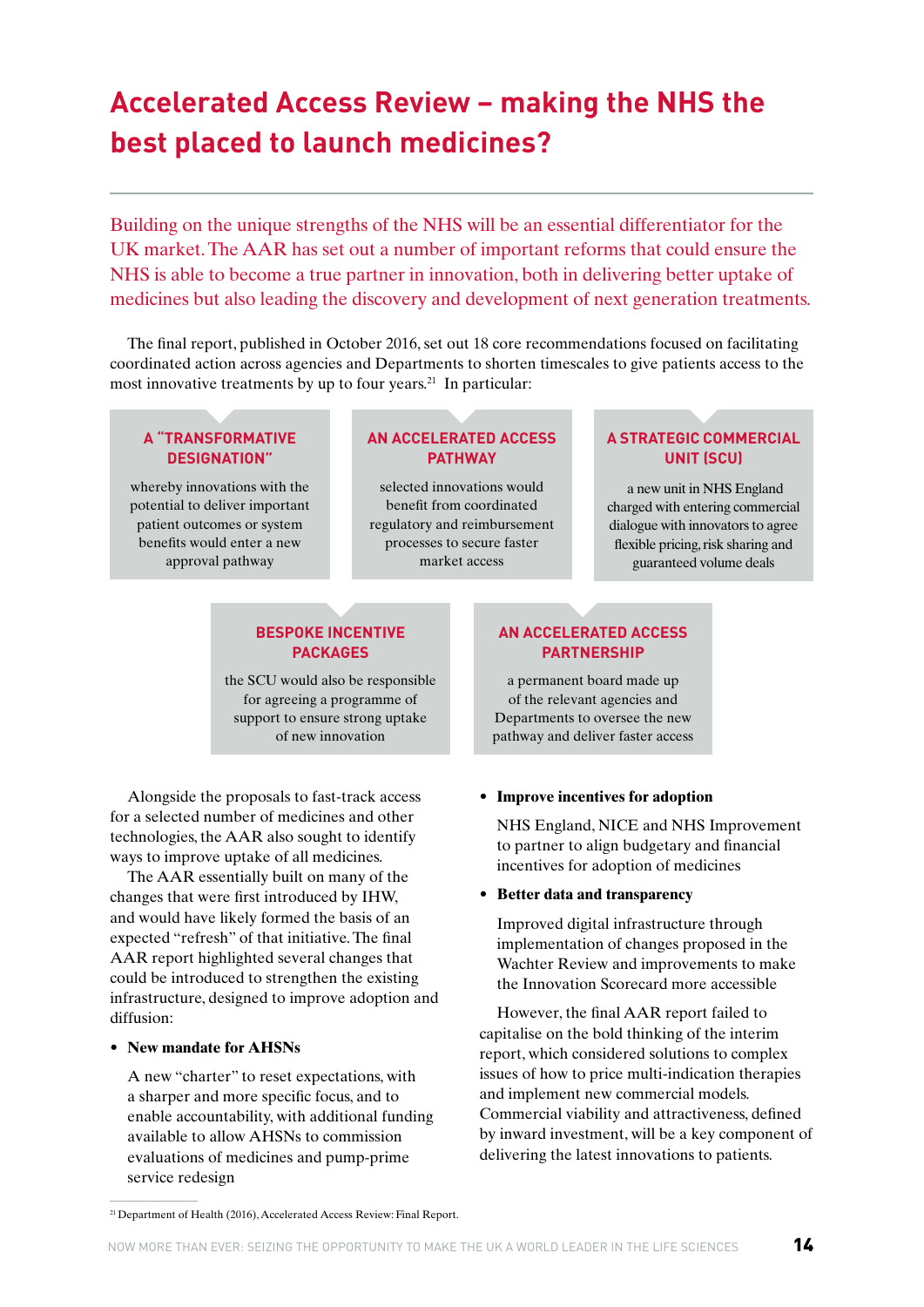# Accelerated Access Review – making the NHS the best placed to launch medicines?

Building on the unique strengths of the NHS will be an essential differentiator for the UK market. The AAR has set out a number of important reforms that could ensure the NHS is able to become a true partner in innovation, both in delivering better uptake of medicines but also leading the discovery and development of next generation treatments.

The final report, published in October 2016, set out 18 core recommendations focused on facilitating coordinated action across agencies and Departments to shorten timescales to give patients access to the most innovative treatments by up to four years.[21] In particular:

**A "TRANSFORMATIVE DESIGNATION"**

whereby innovations with the potential to deliver important patient outcomes or system benefits would enter a new approval pathway

**AN ACCELERATED ACCESS PATHWAY**

selected innovations would benefit from coordinated regulatory and reimbursement processes to secure faster market access

**A STRATEGIC COMMERCIAL UNIT (SCU)**

a new unit in NHS England charged with entering commercial dialogue with innovators to agree flexible pricing, risk sharing and guaranteed volume deals

**BESPOKE INCENTIVE PACKAGES**

the SCU would also be responsible for agreeing a programme of support to ensure strong uptake of new innovation

**AN ACCELERATED ACCESS PARTNERSHIP**

a permanent board made up of the relevant agencies and Departments to oversee the new pathway and deliver faster access

Alongside the proposals to fast-track access for a selected number of medicines and other technologies, the AAR also sought to identify ways to improve uptake of all medicines.

The AAR essentially built on many of the changes that were first introduced by IHW, and would have likely formed the basis of an expected "refresh" of that initiative. The final AAR report highlighted several changes that could be introduced to strengthen the existing infrastructure, designed to improve adoption and diffusion:

- **New mandate for AHSNs**

  A new "charter" to reset expectations, with a sharper and more specific focus, and to enable accountability, with additional funding available to allow AHSNs to commission evaluations of medicines and pump-prime service redesign

- **Improve incentives for adoption**

  NHS England, NICE and NHS Improvement to partner to align budgetary and financial incentives for adoption of medicines

- **Better data and transparency**

  Improved digital infrastructure through implementation of changes proposed in the Wachter Review and improvements to make the Innovation Scorecard more accessible

However, the final AAR report failed to capitalise on the bold thinking of the interim report, which considered solutions to complex issues of how to price multi-indication therapies and implement new commercial models. Commercial viability and attractiveness, defined by inward investment, will be a key component of delivering the latest innovations to patients.

[21] Department of Health (2016), Accelerated Access Review: Final Report.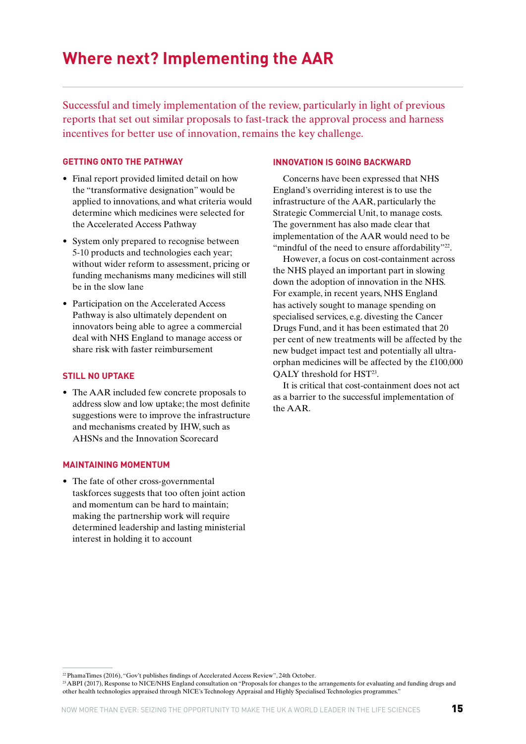# Where next? Implementing the AAR

Successful and timely implementation of the review, particularly in light of previous reports that set out similar proposals to fast-track the approval process and harness incentives for better use of innovation, remains the key challenge.

### GETTING ONTO THE PATHWAY

- Final report provided limited detail on how the "transformative designation" would be applied to innovations, and what criteria would determine which medicines were selected for the Accelerated Access Pathway
- System only prepared to recognise between 5-10 products and technologies each year; without wider reform to assessment, pricing or funding mechanisms many medicines will still be in the slow lane
- Participation on the Accelerated Access Pathway is also ultimately dependent on innovators being able to agree a commercial deal with NHS England to manage access or share risk with faster reimbursement

### STILL NO UPTAKE

- The AAR included few concrete proposals to address slow and low uptake; the most definite suggestions were to improve the infrastructure and mechanisms created by IHW, such as AHSNs and the Innovation Scorecard

### MAINTAINING MOMENTUM

- The fate of other cross-governmental taskforces suggests that too often joint action and momentum can be hard to maintain; making the partnership work will require determined leadership and lasting ministerial interest in holding it to account

### INNOVATION IS GOING BACKWARD

Concerns have been expressed that NHS England's overriding interest is to use the infrastructure of the AAR, particularly the Strategic Commercial Unit, to manage costs. The government has also made clear that implementation of the AAR would need to be "mindful of the need to ensure affordability"[22].

However, a focus on cost-containment across the NHS played an important part in slowing down the adoption of innovation in the NHS. For example, in recent years, NHS England has actively sought to manage spending on specialised services, e.g. divesting the Cancer Drugs Fund, and it has been estimated that 20 per cent of new treatments will be affected by the new budget impact test and potentially all ultra-orphan medicines will be affected by the £100,000 QALY threshold for HST[23].

It is critical that cost-containment does not act as a barrier to the successful implementation of the AAR.

---

[22] PhamaTimes (2016), "Gov't publishes findings of Accelerated Access Review", 24th October.

[23] ABPI (2017), Response to NICE/NHS England consultation on "Proposals for changes to the arrangements for evaluating and funding drugs and other health technologies appraised through NICE's Technology Appraisal and Highly Specialised Technologies programmes."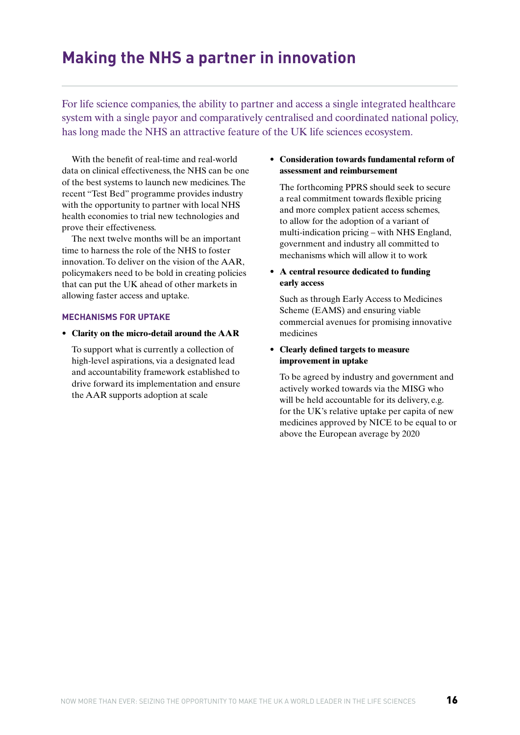# Making the NHS a partner in innovation

For life science companies, the ability to partner and access a single integrated healthcare system with a single payor and comparatively centralised and coordinated national policy, has long made the NHS an attractive feature of the UK life sciences ecosystem.

With the benefit of real-time and real-world data on clinical effectiveness, the NHS can be one of the best systems to launch new medicines. The recent "Test Bed" programme provides industry with the opportunity to partner with local NHS health economies to trial new technologies and prove their effectiveness.

The next twelve months will be an important time to harness the role of the NHS to foster innovation. To deliver on the vision of the AAR, policymakers need to be bold in creating policies that can put the UK ahead of other markets in allowing faster access and uptake.

## MECHANISMS FOR UPTAKE

- **Clarity on the micro-detail around the AAR**

  To support what is currently a collection of high-level aspirations, via a designated lead and accountability framework established to drive forward its implementation and ensure the AAR supports adoption at scale

- **Consideration towards fundamental reform of assessment and reimbursement**

  The forthcoming PPRS should seek to secure a real commitment towards flexible pricing and more complex patient access schemes, to allow for the adoption of a variant of multi-indication pricing – with NHS England, government and industry all committed to mechanisms which will allow it to work

- **A central resource dedicated to funding early access**

  Such as through Early Access to Medicines Scheme (EAMS) and ensuring viable commercial avenues for promising innovative medicines

- **Clearly defined targets to measure improvement in uptake**

  To be agreed by industry and government and actively worked towards via the MISG who will be held accountable for its delivery, e.g. for the UK's relative uptake per capita of new medicines approved by NICE to be equal to or above the European average by 2020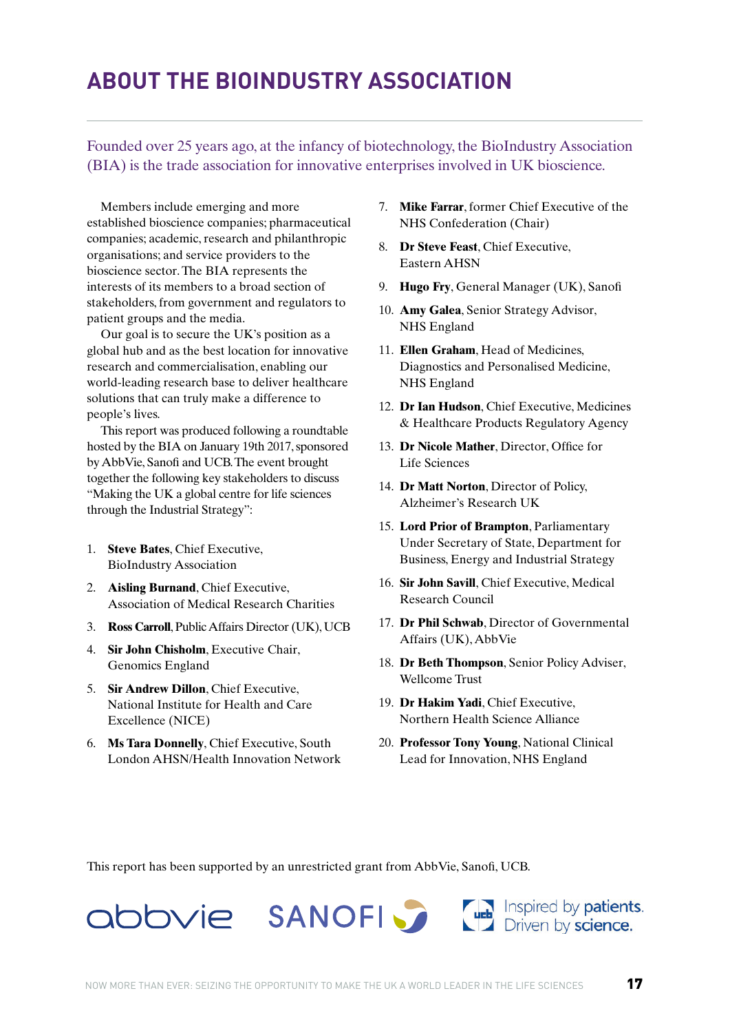# ABOUT THE BIOINDUSTRY ASSOCIATION

Founded over 25 years ago, at the infancy of biotechnology, the BioIndustry Association (BIA) is the trade association for innovative enterprises involved in UK bioscience.

Members include emerging and more established bioscience companies; pharmaceutical companies; academic, research and philanthropic organisations; and service providers to the bioscience sector. The BIA represents the interests of its members to a broad section of stakeholders, from government and regulators to patient groups and the media.

Our goal is to secure the UK's position as a global hub and as the best location for innovative research and commercialisation, enabling our world-leading research base to deliver healthcare solutions that can truly make a difference to people's lives.

This report was produced following a roundtable hosted by the BIA on January 19th 2017, sponsored by AbbVie, Sanofi and UCB. The event brought together the following key stakeholders to discuss "Making the UK a global centre for life sciences through the Industrial Strategy":

1. **Steve Bates**, Chief Executive, BioIndustry Association
2. **Aisling Burnand**, Chief Executive, Association of Medical Research Charities
3. **Ross Carroll**, Public Affairs Director (UK), UCB
4. **Sir John Chisholm**, Executive Chair, Genomics England
5. **Sir Andrew Dillon**, Chief Executive, National Institute for Health and Care Excellence (NICE)
6. **Ms Tara Donnelly**, Chief Executive, South London AHSN/Health Innovation Network
7. **Mike Farrar**, former Chief Executive of the NHS Confederation (Chair)
8. **Dr Steve Feast**, Chief Executive, Eastern AHSN
9. **Hugo Fry**, General Manager (UK), Sanofi
10. **Amy Galea**, Senior Strategy Advisor, NHS England
11. **Ellen Graham**, Head of Medicines, Diagnostics and Personalised Medicine, NHS England
12. **Dr Ian Hudson**, Chief Executive, Medicines & Healthcare Products Regulatory Agency
13. **Dr Nicole Mather**, Director, Office for Life Sciences
14. **Dr Matt Norton**, Director of Policy, Alzheimer's Research UK
15. **Lord Prior of Brampton**, Parliamentary Under Secretary of State, Department for Business, Energy and Industrial Strategy
16. **Sir John Savill**, Chief Executive, Medical Research Council
17. **Dr Phil Schwab**, Director of Governmental Affairs (UK), AbbVie
18. **Dr Beth Thompson**, Senior Policy Adviser, Wellcome Trust
19. **Dr Hakim Yadi**, Chief Executive, Northern Health Science Alliance
20. **Professor Tony Young**, National Clinical Lead for Innovation, NHS England

This report has been supported by an unrestricted grant from AbbVie, Sanofi, UCB.

abbvie SANOFI ucb Inspired by patients. Driven by science.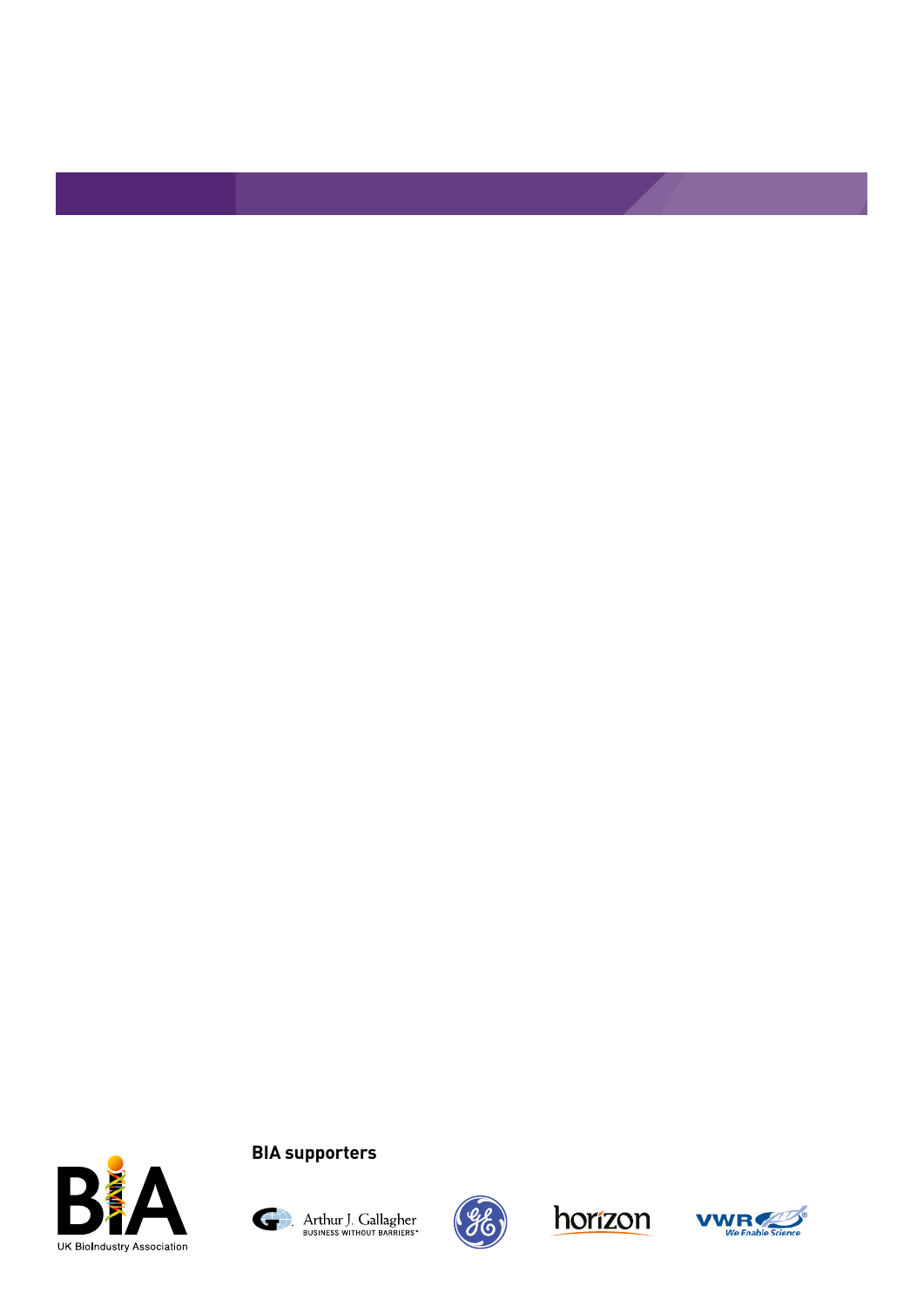BIA supporters

UK BioIndustry Association

Arthur J. Gallagher
BUSINESS WITHOUT BARRIERS™

horizon

VWR
We Enable Science